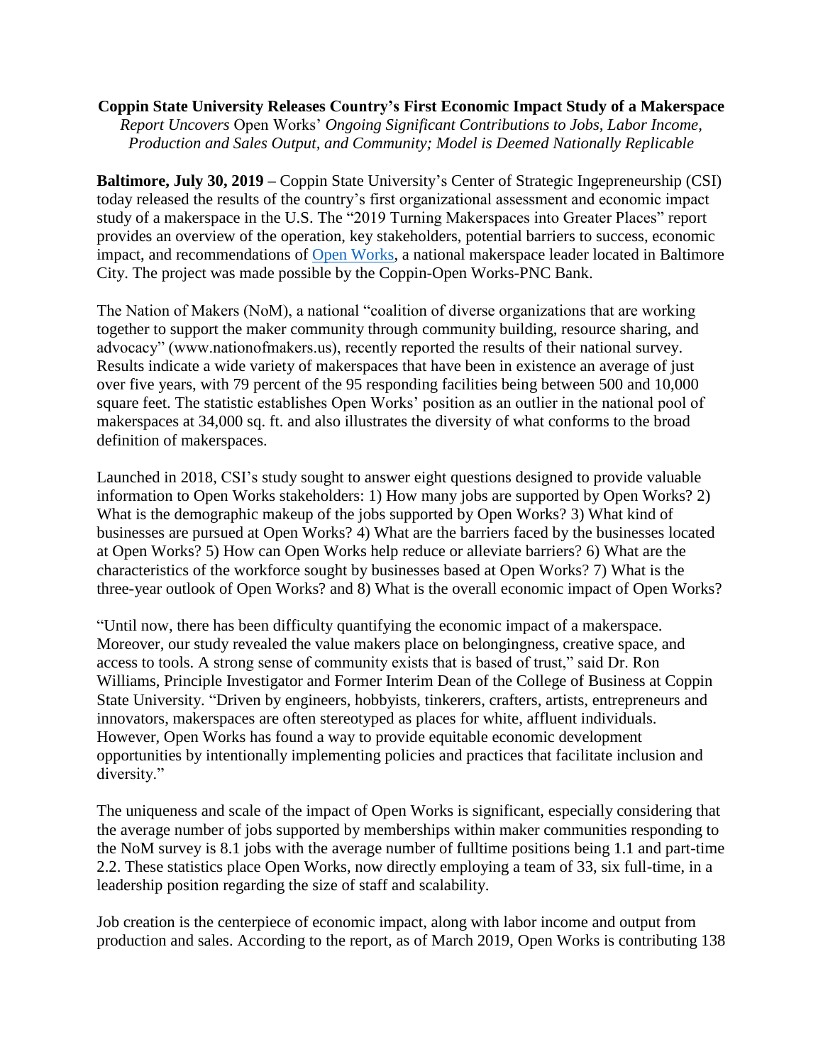**Coppin State University Releases Country's First Economic Impact Study of a Makerspace**

*Report Uncovers* Open Works' *Ongoing Significant Contributions to Jobs, Labor Income, Production and Sales Output, and Community; Model is Deemed Nationally Replicable*

**Baltimore, July 30, 2019 –** Coppin State University's Center of Strategic Ingepreneurship (CSI) today released the results of the country's first organizational assessment and economic impact study of a makerspace in the U.S. The "2019 Turning Makerspaces into Greater Places" report provides an overview of the operation, key stakeholders, potential barriers to success, economic impact, and recommendations of Open Works, a national makerspace leader located in Baltimore City. The project was made possible by the Coppin-Open Works-PNC Bank.

The Nation of Makers (NoM), a national "coalition of diverse organizations that are working together to support the maker community through community building, resource sharing, and advocacy" (www.nationofmakers.us), recently reported the results of their national survey. Results indicate a wide variety of makerspaces that have been in existence an average of just over five years, with 79 percent of the 95 responding facilities being between 500 and 10,000 square feet. The statistic establishes Open Works' position as an outlier in the national pool of makerspaces at 34,000 sq. ft. and also illustrates the diversity of what conforms to the broad definition of makerspaces.

Launched in 2018, CSI's study sought to answer eight questions designed to provide valuable information to Open Works stakeholders: 1) How many jobs are supported by Open Works? 2) What is the demographic makeup of the jobs supported by Open Works? 3) What kind of businesses are pursued at Open Works? 4) What are the barriers faced by the businesses located at Open Works? 5) How can Open Works help reduce or alleviate barriers? 6) What are the characteristics of the workforce sought by businesses based at Open Works? 7) What is the three-year outlook of Open Works? and 8) What is the overall economic impact of Open Works?

"Until now, there has been difficulty quantifying the economic impact of a makerspace. Moreover, our study revealed the value makers place on belongingness, creative space, and access to tools. A strong sense of community exists that is based of trust," said Dr. Ron Williams, Principle Investigator and Former Interim Dean of the College of Business at Coppin State University. "Driven by engineers, hobbyists, tinkerers, crafters, artists, entrepreneurs and innovators, makerspaces are often stereotyped as places for white, affluent individuals. However, Open Works has found a way to provide equitable economic development opportunities by intentionally implementing policies and practices that facilitate inclusion and diversity."

The uniqueness and scale of the impact of Open Works is significant, especially considering that the average number of jobs supported by memberships within maker communities responding to the NoM survey is 8.1 jobs with the average number of fulltime positions being 1.1 and part-time 2.2. These statistics place Open Works, now directly employing a team of 33, six full-time, in a leadership position regarding the size of staff and scalability.

Job creation is the centerpiece of economic impact, along with labor income and output from production and sales. According to the report, as of March 2019, Open Works is contributing 138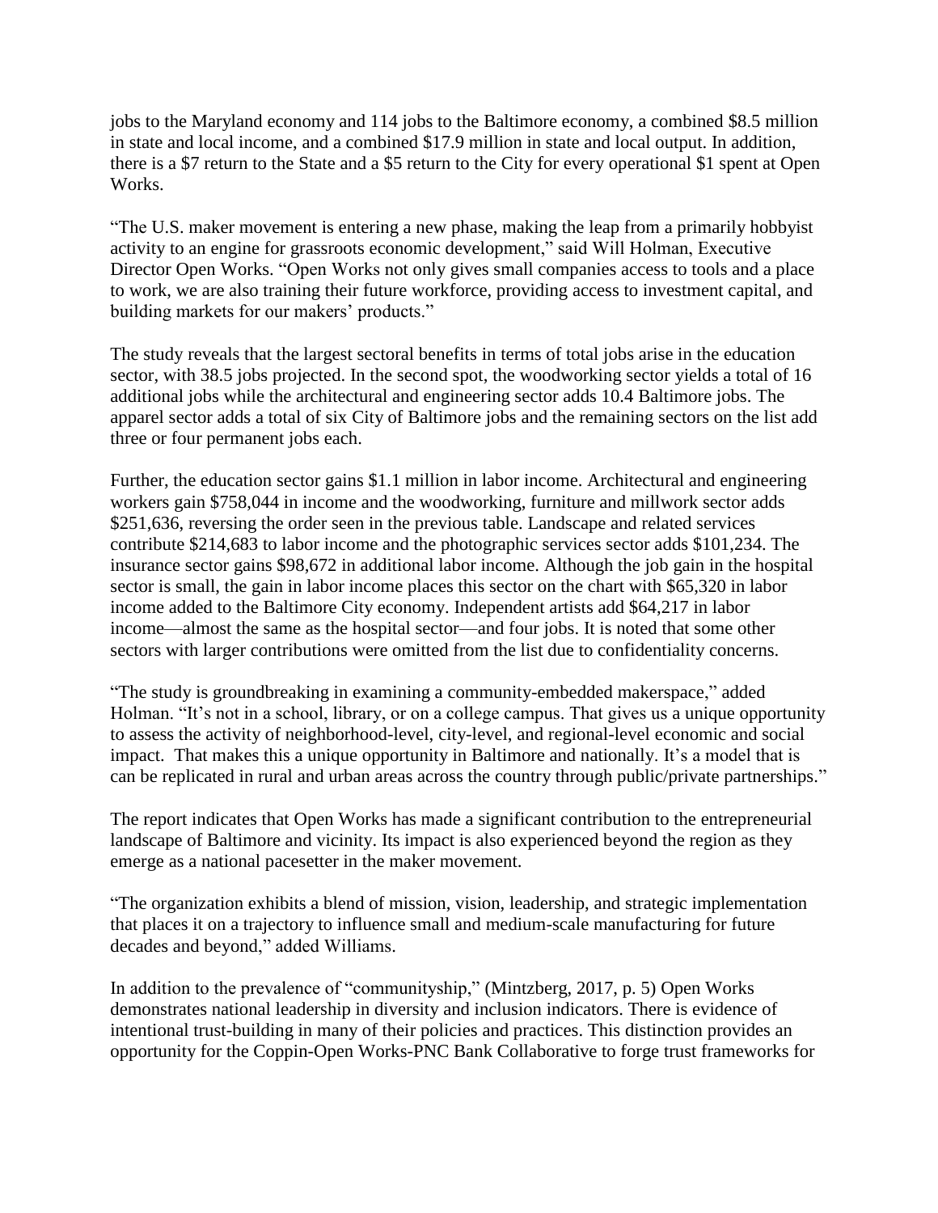jobs to the Maryland economy and 114 jobs to the Baltimore economy, a combined $8.5 million in state and local income, and a combined $17.9 million in state and local output. In addition, there is a $7 return to the State and a $5 return to the City for every operational $1 spent at Open Works.

"The U.S. maker movement is entering a new phase, making the leap from a primarily hobbyist activity to an engine for grassroots economic development," said Will Holman, Executive Director Open Works. "Open Works not only gives small companies access to tools and a place to work, we are also training their future workforce, providing access to investment capital, and building markets for our makers' products."

The study reveals that the largest sectoral benefits in terms of total jobs arise in the education sector, with 38.5 jobs projected. In the second spot, the woodworking sector yields a total of 16 additional jobs while the architectural and engineering sector adds 10.4 Baltimore jobs. The apparel sector adds a total of six City of Baltimore jobs and the remaining sectors on the list add three or four permanent jobs each.

Further, the education sector gains $1.1 million in labor income. Architectural and engineering workers gain $758,044 in income and the woodworking, furniture and millwork sector adds $251,636, reversing the order seen in the previous table. Landscape and related services contribute $214,683 to labor income and the photographic services sector adds $101,234. The insurance sector gains $98,672 in additional labor income. Although the job gain in the hospital sector is small, the gain in labor income places this sector on the chart with $65,320 in labor income added to the Baltimore City economy. Independent artists add $64,217 in labor income—almost the same as the hospital sector—and four jobs. It is noted that some other sectors with larger contributions were omitted from the list due to confidentiality concerns.

"The study is groundbreaking in examining a community-embedded makerspace," added Holman. "It's not in a school, library, or on a college campus. That gives us a unique opportunity to assess the activity of neighborhood-level, city-level, and regional-level economic and social impact. That makes this a unique opportunity in Baltimore and nationally. It's a model that is can be replicated in rural and urban areas across the country through public/private partnerships."

The report indicates that Open Works has made a significant contribution to the entrepreneurial landscape of Baltimore and vicinity. Its impact is also experienced beyond the region as they emerge as a national pacesetter in the maker movement.

"The organization exhibits a blend of mission, vision, leadership, and strategic implementation that places it on a trajectory to influence small and medium-scale manufacturing for future decades and beyond," added Williams.

In addition to the prevalence of "communityship," (Mintzberg, 2017, p. 5) Open Works demonstrates national leadership in diversity and inclusion indicators. There is evidence of intentional trust-building in many of their policies and practices. This distinction provides an opportunity for the Coppin-Open Works-PNC Bank Collaborative to forge trust frameworks for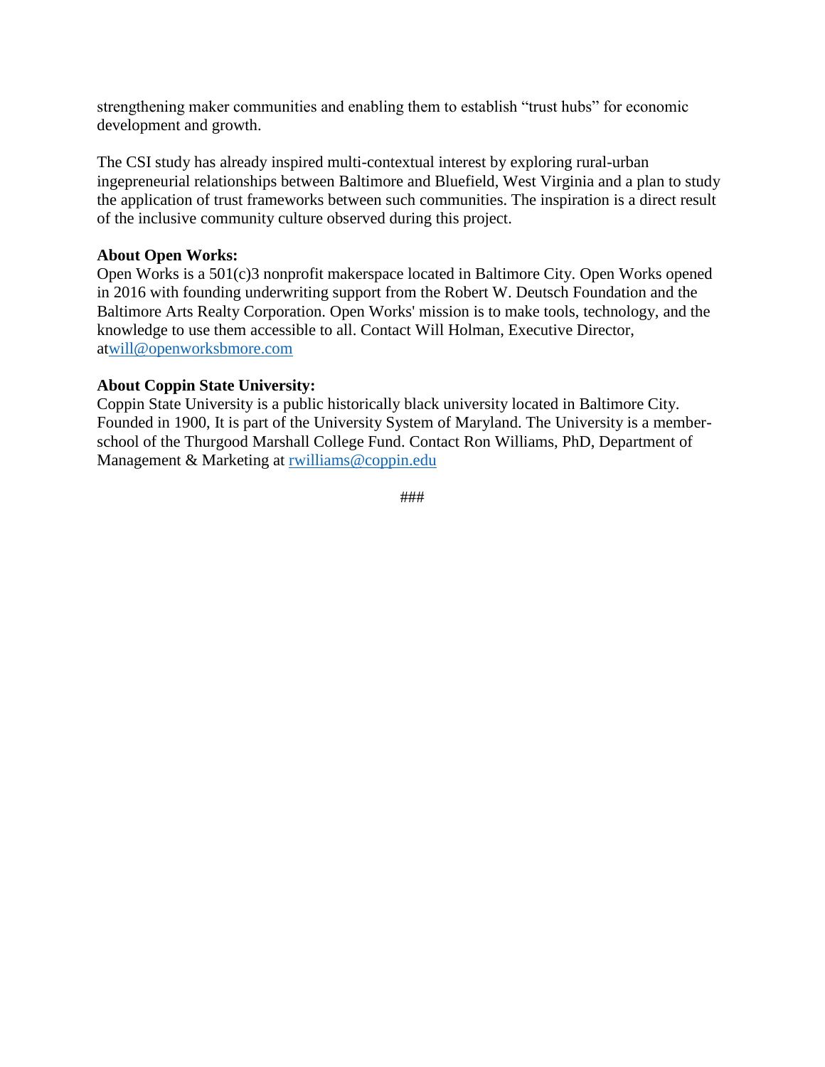strengthening maker communities and enabling them to establish "trust hubs" for economic development and growth.

The CSI study has already inspired multi-contextual interest by exploring rural-urban ingepreneurial relationships between Baltimore and Bluefield, West Virginia and a plan to study the application of trust frameworks between such communities. The inspiration is a direct result of the inclusive community culture observed during this project.

**About Open Works:**
Open Works is a 501(c)3 nonprofit makerspace located in Baltimore City. Open Works opened in 2016 with founding underwriting support from the Robert W. Deutsch Foundation and the Baltimore Arts Realty Corporation. Open Works' mission is to make tools, technology, and the knowledge to use them accessible to all. Contact Will Holman, Executive Director, atwill@openworksbmore.com

**About Coppin State University:**
Coppin State University is a public historically black university located in Baltimore City. Founded in 1900, It is part of the University System of Maryland. The University is a member-school of the Thurgood Marshall College Fund. Contact Ron Williams, PhD, Department of Management & Marketing at rwilliams@coppin.edu

###